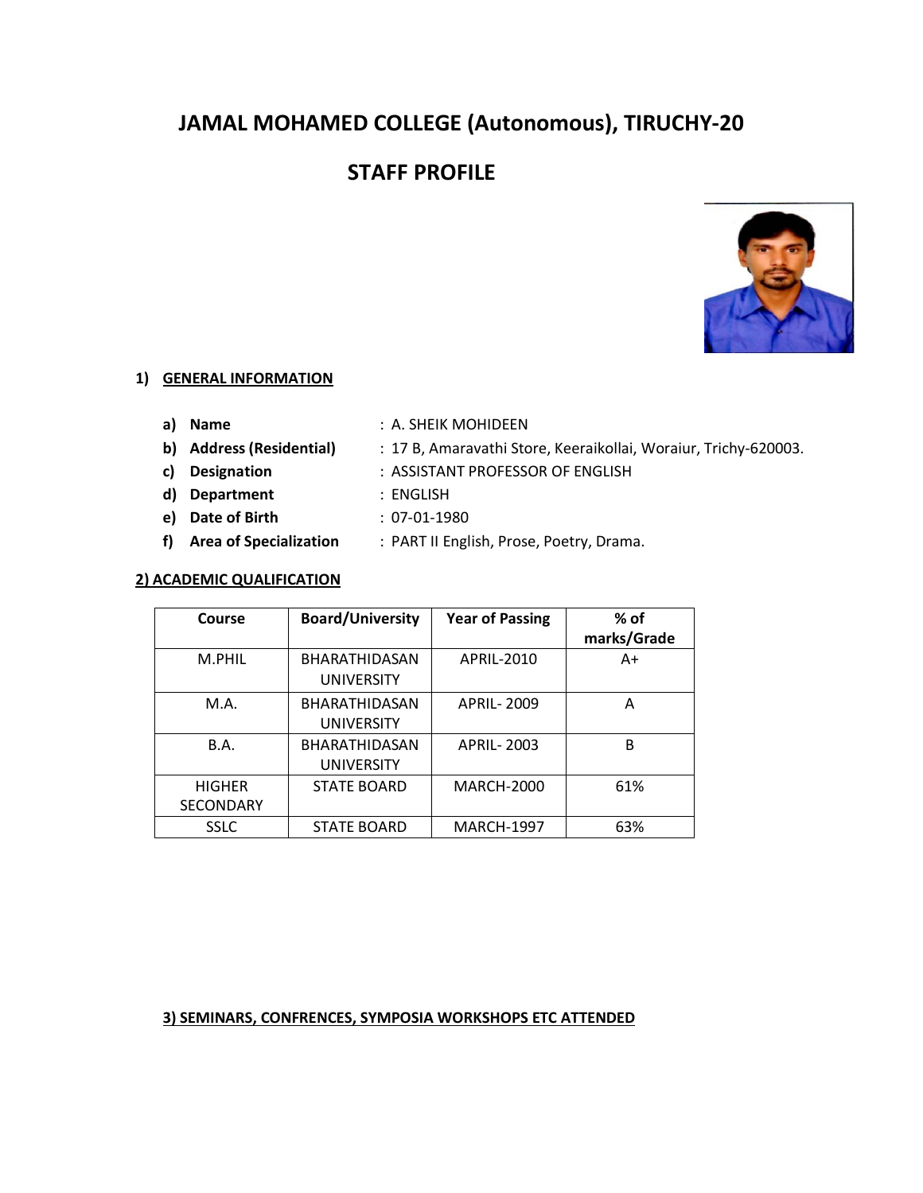# JAMAL MOHAMED COLLEGE (Autonomous), TIRUCHY-20

## STAFF PROFILE

### 1) GENERAL INFORMATION

- **a) Name** : A. SHEIK MOHIDEEN
- **b) Address (Residential)** : 17 B, Amaravathi Store, Keeraikollai, Woraiur, Trichy-620003.
- **c) Designation** : ASSISTANT PROFESSOR OF ENGLISH
- **d) Department** : ENGLISH
- **e) Date of Birth** : 07-01-1980
- **f) Area of Specialization** : PART II English, Prose, Poetry, Drama.

### 2) ACADEMIC QUALIFICATION

| Course | Board/University | Year of Passing | % of marks/Grade |
|---|---|---|---|
| M.PHIL | BHARATHIDASAN UNIVERSITY | APRIL-2010 | A+ |
| M.A. | BHARATHIDASAN UNIVERSITY | APRIL- 2009 | A |
| B.A. | BHARATHIDASAN UNIVERSITY | APRIL- 2003 | B |
| HIGHER SECONDARY | STATE BOARD | MARCH-2000 | 61% |
| SSLC | STATE BOARD | MARCH-1997 | 63% |

### 3) SEMINARS, CONFRENCES, SYMPOSIA WORKSHOPS ETC ATTENDED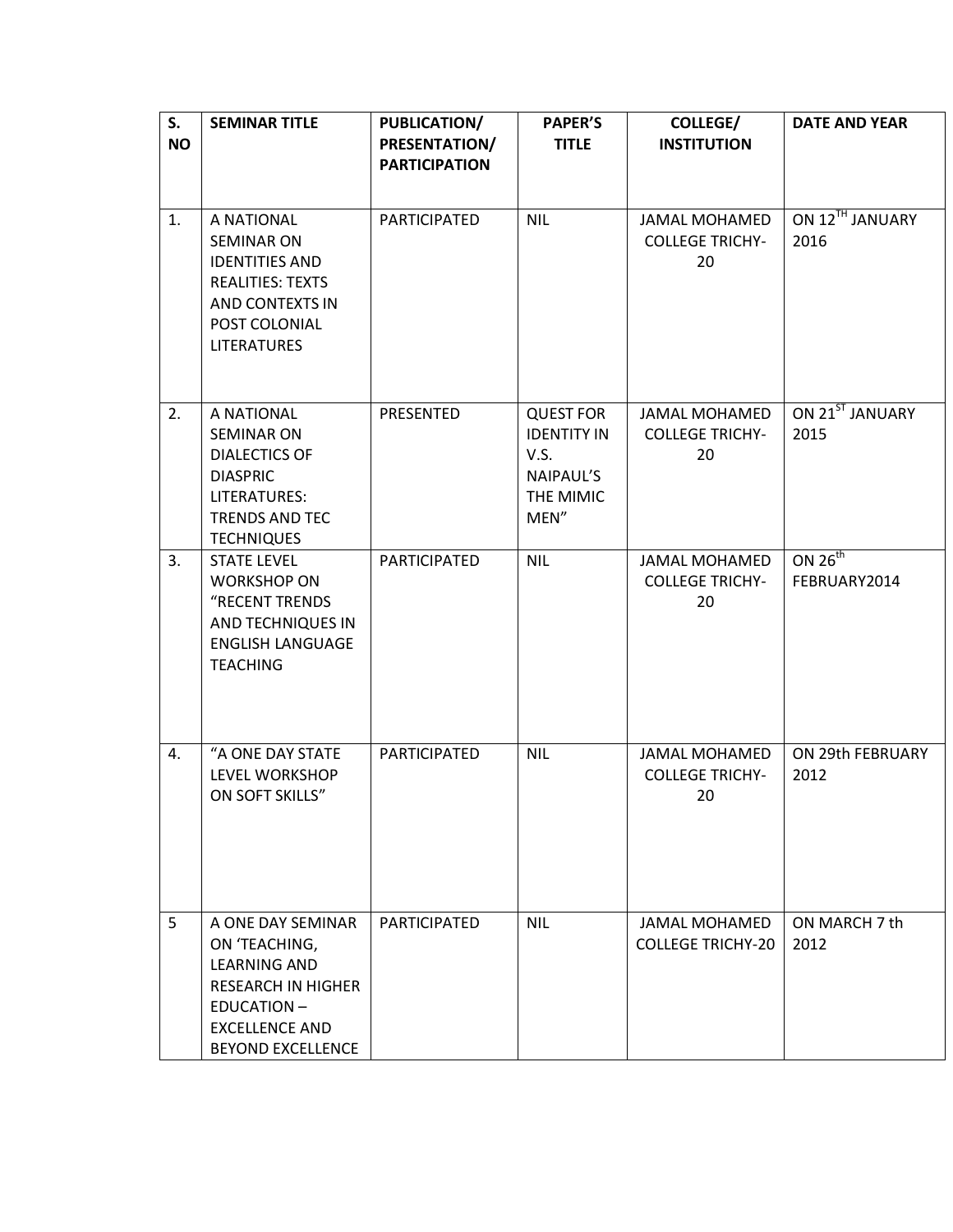| S. NO | SEMINAR TITLE | PUBLICATION/ PRESENTATION/ PARTICIPATION | PAPER'S TITLE | COLLEGE/ INSTITUTION | DATE AND YEAR |
|---|---|---|---|---|---|
| 1. | A NATIONAL SEMINAR ON IDENTITIES AND REALITIES: TEXTS AND CONTEXTS IN POST COLONIAL LITERATURES | PARTICIPATED | NIL | JAMAL MOHAMED COLLEGE TRICHY-20 | ON 12TH JANUARY 2016 |
| 2. | A NATIONAL SEMINAR ON DIALECTICS OF DIASPRIC LITERATURES: TRENDS AND TEC TECHNIQUES | PRESENTED | QUEST FOR IDENTITY IN V.S. NAIPAUL'S THE MIMIC MEN" | JAMAL MOHAMED COLLEGE TRICHY-20 | ON 21ST JANUARY 2015 |
| 3. | STATE LEVEL WORKSHOP ON "RECENT TRENDS AND TECHNIQUES IN ENGLISH LANGUAGE TEACHING | PARTICIPATED | NIL | JAMAL MOHAMED COLLEGE TRICHY-20 | ON 26th FEBRUARY2014 |
| 4. | "A ONE DAY STATE LEVEL WORKSHOP ON SOFT SKILLS" | PARTICIPATED | NIL | JAMAL MOHAMED COLLEGE TRICHY-20 | ON 29th FEBRUARY 2012 |
| 5 | A ONE DAY SEMINAR ON 'TEACHING, LEARNING AND RESEARCH IN HIGHER EDUCATION – EXCELLENCE AND BEYOND EXCELLENCE | PARTICIPATED | NIL | JAMAL MOHAMED COLLEGE TRICHY-20 | ON MARCH 7 th 2012 |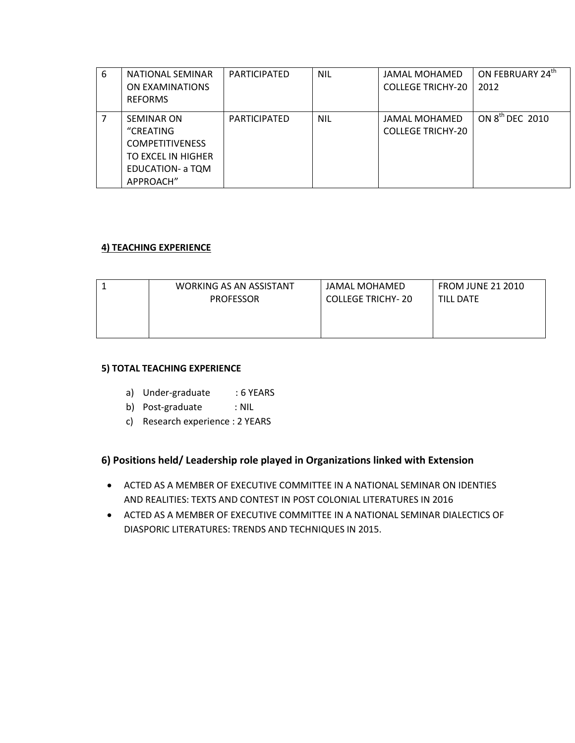| | | | | | |
|---|---|---|---|---|---|
| 6 | NATIONAL SEMINAR ON EXAMINATIONS REFORMS | PARTICIPATED | NIL | JAMAL MOHAMED COLLEGE TRICHY-20 | ON FEBRUARY 24th 2012 |
| 7 | SEMINAR ON "CREATING COMPETITIVENESS TO EXCEL IN HIGHER EDUCATION- a TQM APPROACH" | PARTICIPATED | NIL | JAMAL MOHAMED COLLEGE TRICHY-20 | ON 8th DEC 2010 |

**4) TEACHING EXPERIENCE**

| | | | |
|---|---|---|---|
| 1 | WORKING AS AN ASSISTANT PROFESSOR | JAMAL MOHAMED COLLEGE TRICHY- 20 | FROM JUNE 21 2010 TILL DATE |

**5) TOTAL TEACHING EXPERIENCE**

a) Under-graduate : 6 YEARS
b) Post-graduate : NIL
c) Research experience : 2 YEARS

### 6) Positions held/ Leadership role played in Organizations linked with Extension

- ACTED AS A MEMBER OF EXECUTIVE COMMITTEE IN A NATIONAL SEMINAR ON IDENTIES AND REALITIES: TEXTS AND CONTEST IN POST COLONIAL LITERATURES IN 2016
- ACTED AS A MEMBER OF EXECUTIVE COMMITTEE IN A NATIONAL SEMINAR DIALECTICS OF DIASPORIC LITERATURES: TRENDS AND TECHNIQUES IN 2015.